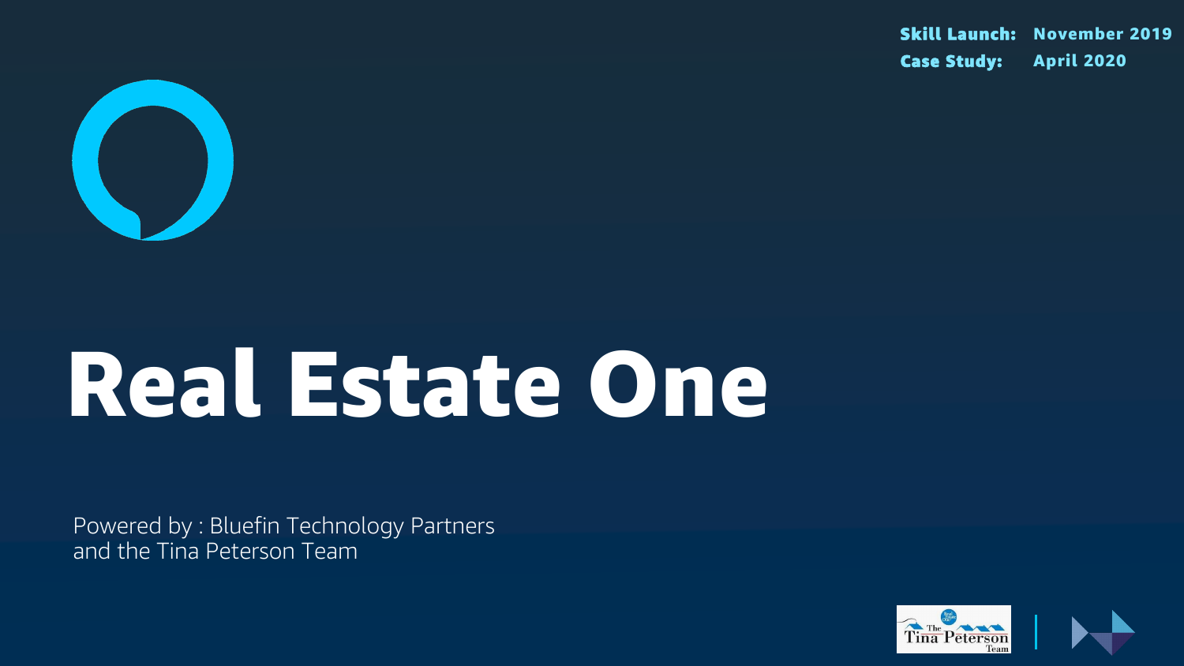**Skill Launch:** November 2019
**Case Study:** April 2020

# Real Estate One

Powered by : Bluefin Technology Partners
and the Tina Peterson Team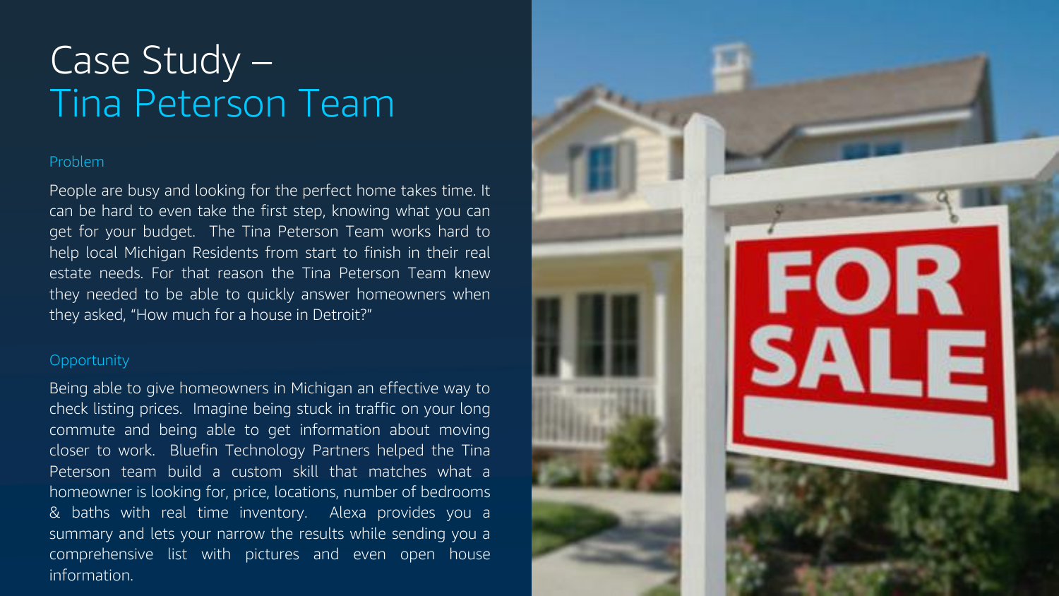# Case Study – Tina Peterson Team

## Problem

People are busy and looking for the perfect home takes time. It can be hard to even take the first step, knowing what you can get for your budget. The Tina Peterson Team works hard to help local Michigan Residents from start to finish in their real estate needs. For that reason the Tina Peterson Team knew they needed to be able to quickly answer homeowners when they asked, “How much for a house in Detroit?”

## Opportunity

Being able to give homeowners in Michigan an effective way to check listing prices. Imagine being stuck in traffic on your long commute and being able to get information about moving closer to work. Bluefin Technology Partners helped the Tina Peterson team build a custom skill that matches what a homeowner is looking for, price, locations, number of bedrooms & baths with real time inventory. Alexa provides you a summary and lets your narrow the results while sending you a comprehensive list with pictures and even open house information.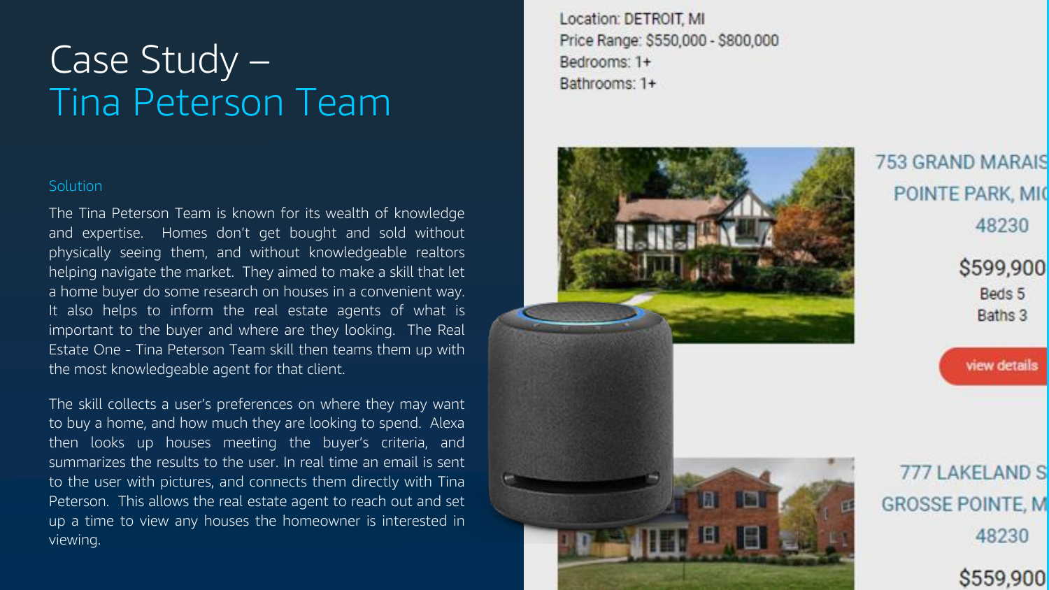# Case Study – Tina Peterson Team

### Solution

The Tina Peterson Team is known for its wealth of knowledge and expertise. Homes don't get bought and sold without physically seeing them, and without knowledgeable realtors helping navigate the market. They aimed to make a skill that let a home buyer do some research on houses in a convenient way. It also helps to inform the real estate agents of what is important to the buyer and where are they looking. The Real Estate One - Tina Peterson Team skill then teams them up with the most knowledgeable agent for that client.

The skill collects a user's preferences on where they may want to buy a home, and how much they are looking to spend. Alexa then looks up houses meeting the buyer's criteria, and summarizes the results to the user. In real time an email is sent to the user with pictures, and connects them directly with Tina Peterson. This allows the real estate agent to reach out and set up a time to view any houses the homeowner is interested in viewing.

Location: DETROIT, MI
Price Range: $550,000 - $800,000
Bedrooms: 1+
Bathrooms: 1+

753 GRAND MARAIS
POINTE PARK, MI
48230
$599,900
Beds 5
Baths 3
view details

777 LAKELAND S
GROSSE POINTE, M
48230
$559,900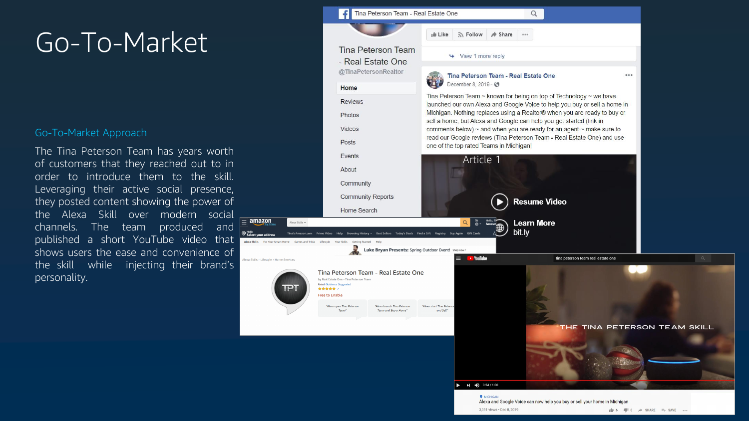# Go-To-Market

## Go-To-Market Approach

The Tina Peterson Team has years worth of customers that they reached out to in order to introduce them to the skill. Leveraging their active social presence, they posted content showing the power of the Alexa Skill over modern social channels. The team produced and published a short YouTube video that shows users the ease and convenience of the skill while injecting their brand's personality.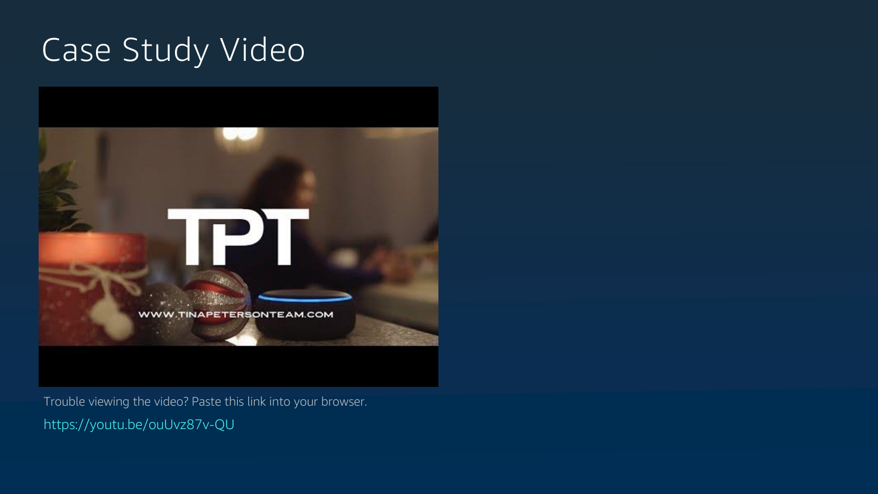# Case Study Video

Trouble viewing the video? Paste this link into your browser.

https://youtu.be/ouUvz87v-QU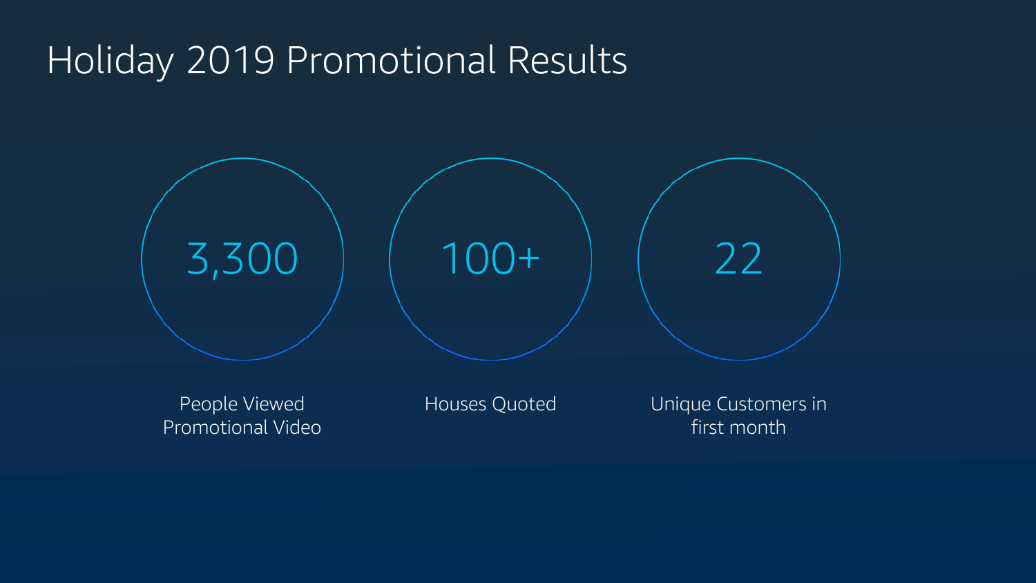# Holiday 2019 Promotional Results

**3,300**
People Viewed Promotional Video

**100+**
Houses Quoted

**22**
Unique Customers in first month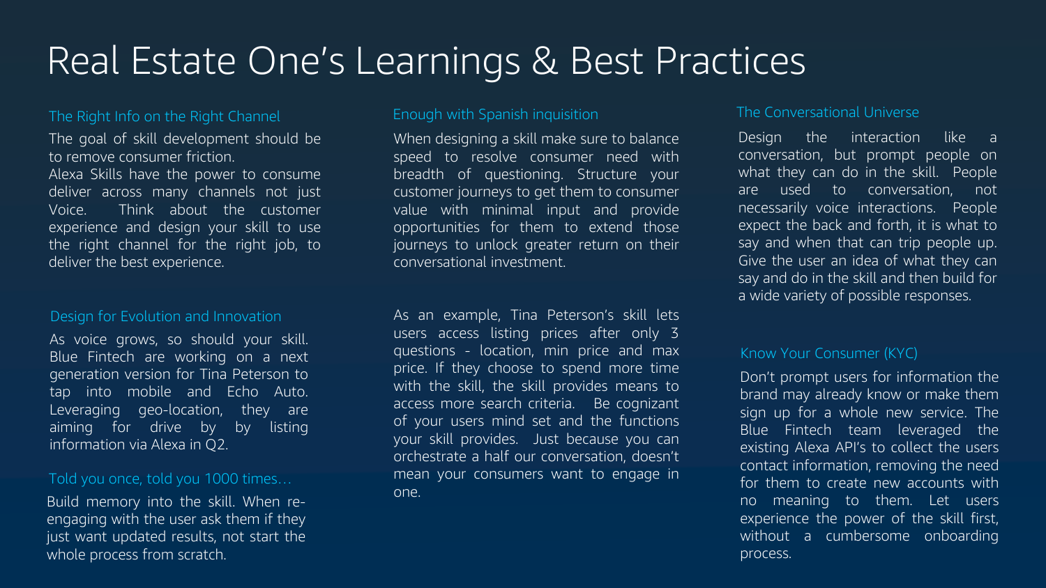# Real Estate One's Learnings & Best Practices

## The Right Info on the Right Channel

The goal of skill development should be to remove consumer friction.
Alexa Skills have the power to consume deliver across many channels not just Voice. Think about the customer experience and design your skill to use the right channel for the right job, to deliver the best experience.

## Design for Evolution and Innovation

As voice grows, so should your skill. Blue Fintech are working on a next generation version for Tina Peterson to tap into mobile and Echo Auto. Leveraging geo-location, they are aiming for drive by by listing information via Alexa in Q2.

## Told you once, told you 1000 times…

Build memory into the skill. When re-engaging with the user ask them if they just want updated results, not start the whole process from scratch.

## Enough with Spanish inquisition

When designing a skill make sure to balance speed to resolve consumer need with breadth of questioning. Structure your customer journeys to get them to consumer value with minimal input and provide opportunities for them to extend those journeys to unlock greater return on their conversational investment.

As an example, Tina Peterson's skill lets users access listing prices after only 3 questions - location, min price and max price. If they choose to spend more time with the skill, the skill provides means to access more search criteria. Be cognizant of your users mind set and the functions your skill provides. Just because you can orchestrate a half our conversation, doesn't mean your consumers want to engage in one.

## The Conversational Universe

Design the interaction like a conversation, but prompt people on what they can do in the skill. People are used to conversation, not necessarily voice interactions. People expect the back and forth, it is what to say and when that can trip people up. Give the user an idea of what they can say and do in the skill and then build for a wide variety of possible responses.

## Know Your Consumer (KYC)

Don't prompt users for information the brand may already know or make them sign up for a whole new service. The Blue Fintech team leveraged the existing Alexa API's to collect the users contact information, removing the need for them to create new accounts with no meaning to them. Let users experience the power of the skill first, without a cumbersome onboarding process.